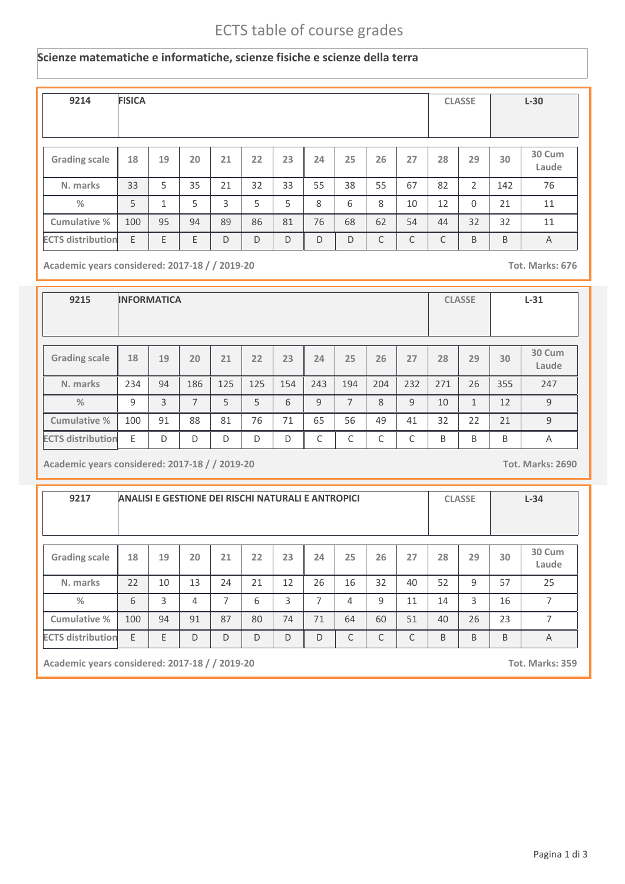# ECTS table of course grades

## Scienze matematiche e informatiche, scienze fisiche e scienze della terra

| 9214 | FISICA | | | | | | | | | | CLASSE | | L-30 |
|---|---|---|---|---|---|---|---|---|---|---|---|---|---|

| Grading scale | 18 | 19 | 20 | 21 | 22 | 23 | 24 | 25 | 26 | 27 | 28 | 29 | 30 | 30 Cum Laude |
|---|---|---|---|---|---|---|---|---|---|---|---|---|---|---|
| N. marks | 33 | 5 | 35 | 21 | 32 | 33 | 55 | 38 | 55 | 67 | 82 | 2 | 142 | 76 |
| % | 5 | 1 | 5 | 3 | 5 | 5 | 8 | 6 | 8 | 10 | 12 | 0 | 21 | 11 |
| Cumulative % | 100 | 95 | 94 | 89 | 86 | 81 | 76 | 68 | 62 | 54 | 44 | 32 | 32 | 11 |
| ECTS distribution | E | E | E | D | D | D | D | D | C | C | C | B | B | A |

Academic years considered: 2017-18 / / 2019-20 — Tot. Marks: 676

| 9215 | INFORMATICA | | | | | | | | | | CLASSE | | L-31 |
|---|---|---|---|---|---|---|---|---|---|---|---|---|---|

| Grading scale | 18 | 19 | 20 | 21 | 22 | 23 | 24 | 25 | 26 | 27 | 28 | 29 | 30 | 30 Cum Laude |
|---|---|---|---|---|---|---|---|---|---|---|---|---|---|---|
| N. marks | 234 | 94 | 186 | 125 | 125 | 154 | 243 | 194 | 204 | 232 | 271 | 26 | 355 | 247 |
| % | 9 | 3 | 7 | 5 | 5 | 6 | 9 | 7 | 8 | 9 | 10 | 1 | 12 | 9 |
| Cumulative % | 100 | 91 | 88 | 81 | 76 | 71 | 65 | 56 | 49 | 41 | 32 | 22 | 21 | 9 |
| ECTS distribution | E | D | D | D | D | D | C | C | C | C | B | B | B | A |

Academic years considered: 2017-18 / / 2019-20 — Tot. Marks: 2690

| 9217 | ANALISI E GESTIONE DEI RISCHI NATURALI E ANTROPICI | | | | | | | | | | CLASSE | | L-34 |
|---|---|---|---|---|---|---|---|---|---|---|---|---|---|

| Grading scale | 18 | 19 | 20 | 21 | 22 | 23 | 24 | 25 | 26 | 27 | 28 | 29 | 30 | 30 Cum Laude |
|---|---|---|---|---|---|---|---|---|---|---|---|---|---|---|
| N. marks | 22 | 10 | 13 | 24 | 21 | 12 | 26 | 16 | 32 | 40 | 52 | 9 | 57 | 25 |
| % | 6 | 3 | 4 | 7 | 6 | 3 | 7 | 4 | 9 | 11 | 14 | 3 | 16 | 7 |
| Cumulative % | 100 | 94 | 91 | 87 | 80 | 74 | 71 | 64 | 60 | 51 | 40 | 26 | 23 | 7 |
| ECTS distribution | E | E | D | D | D | D | D | C | C | C | B | B | B | A |

Academic years considered: 2017-18 / / 2019-20 — Tot. Marks: 359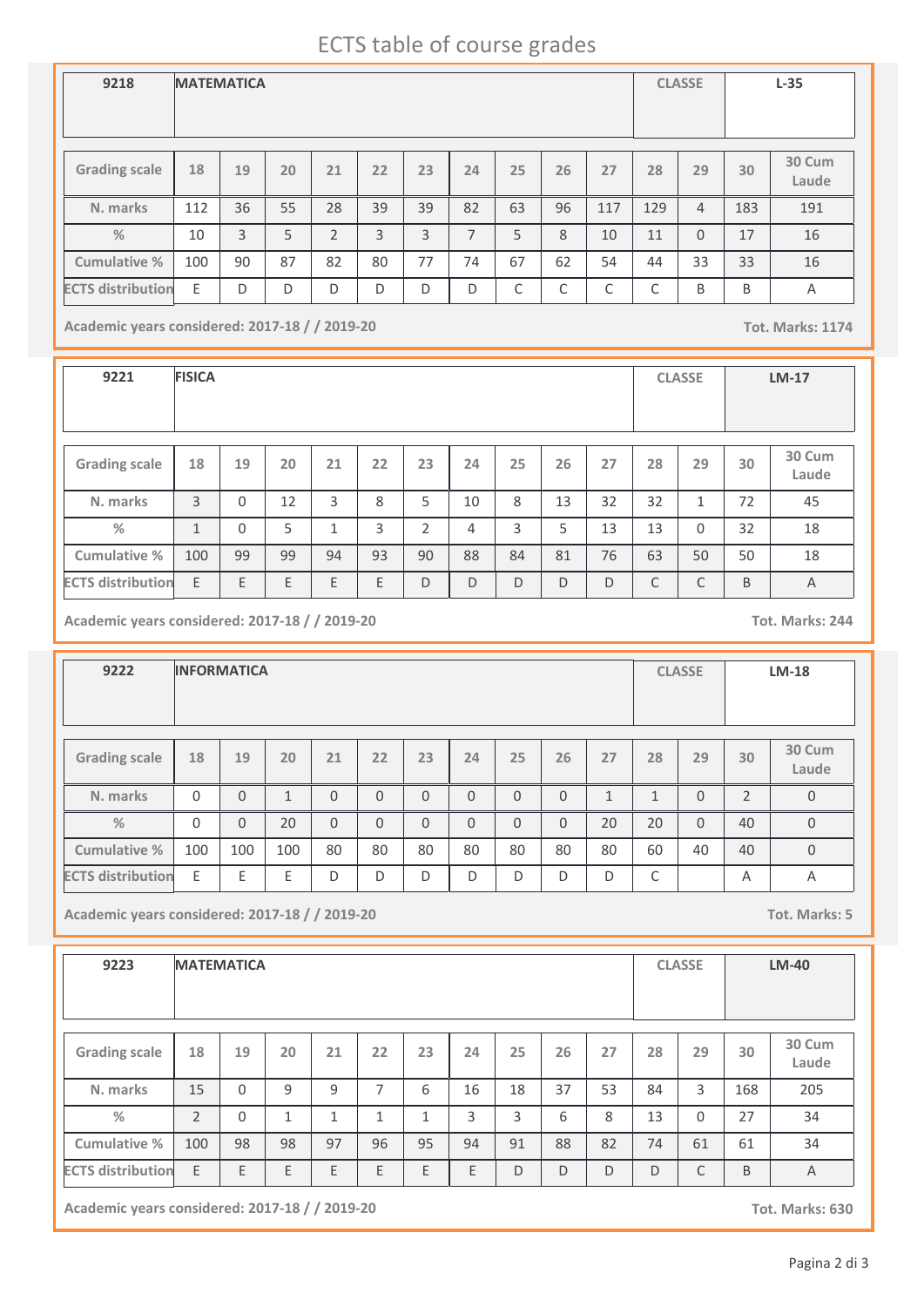# ECTS table of course grades

| 9218 | MATEMATICA | CLASSE | L-35 |
|---|---|---|---|

| Grading scale | 18 | 19 | 20 | 21 | 22 | 23 | 24 | 25 | 26 | 27 | 28 | 29 | 30 | 30 Cum Laude |
|---|---|---|---|---|---|---|---|---|---|---|---|---|---|---|
| N. marks | 112 | 36 | 55 | 28 | 39 | 39 | 82 | 63 | 96 | 117 | 129 | 4 | 183 | 191 |
| % | 10 | 3 | 5 | 2 | 3 | 3 | 7 | 5 | 8 | 10 | 11 | 0 | 17 | 16 |
| Cumulative % | 100 | 90 | 87 | 82 | 80 | 77 | 74 | 67 | 62 | 54 | 44 | 33 | 33 | 16 |
| ECTS distribution | E | D | D | D | D | D | D | C | C | C | C | B | B | A |

**Academic years considered: 2017-18 / / 2019-20** **Tot. Marks: 1174**

| 9221 | FISICA | CLASSE | LM-17 |
|---|---|---|---|

| Grading scale | 18 | 19 | 20 | 21 | 22 | 23 | 24 | 25 | 26 | 27 | 28 | 29 | 30 | 30 Cum Laude |
|---|---|---|---|---|---|---|---|---|---|---|---|---|---|---|
| N. marks | 3 | 0 | 12 | 3 | 8 | 5 | 10 | 8 | 13 | 32 | 32 | 1 | 72 | 45 |
| % | 1 | 0 | 5 | 1 | 3 | 2 | 4 | 3 | 5 | 13 | 13 | 0 | 32 | 18 |
| Cumulative % | 100 | 99 | 99 | 94 | 93 | 90 | 88 | 84 | 81 | 76 | 63 | 50 | 50 | 18 |
| ECTS distribution | E | E | E | E | E | D | D | D | D | D | C | C | B | A |

**Academic years considered: 2017-18 / / 2019-20** **Tot. Marks: 244**

| 9222 | INFORMATICA | CLASSE | LM-18 |
|---|---|---|---|

| Grading scale | 18 | 19 | 20 | 21 | 22 | 23 | 24 | 25 | 26 | 27 | 28 | 29 | 30 | 30 Cum Laude |
|---|---|---|---|---|---|---|---|---|---|---|---|---|---|---|
| N. marks | 0 | 0 | 1 | 0 | 0 | 0 | 0 | 0 | 0 | 1 | 1 | 0 | 2 | 0 |
| % | 0 | 0 | 20 | 0 | 0 | 0 | 0 | 0 | 0 | 20 | 20 | 0 | 40 | 0 |
| Cumulative % | 100 | 100 | 100 | 80 | 80 | 80 | 80 | 80 | 80 | 80 | 60 | 40 | 40 | 0 |
| ECTS distribution | E | E | E | D | D | D | D | D | D | D | C | | A | A |

**Academic years considered: 2017-18 / / 2019-20** **Tot. Marks: 5**

| 9223 | MATEMATICA | CLASSE | LM-40 |
|---|---|---|---|

| Grading scale | 18 | 19 | 20 | 21 | 22 | 23 | 24 | 25 | 26 | 27 | 28 | 29 | 30 | 30 Cum Laude |
|---|---|---|---|---|---|---|---|---|---|---|---|---|---|---|
| N. marks | 15 | 0 | 9 | 9 | 7 | 6 | 16 | 18 | 37 | 53 | 84 | 3 | 168 | 205 |
| % | 2 | 0 | 1 | 1 | 1 | 1 | 3 | 3 | 6 | 8 | 13 | 0 | 27 | 34 |
| Cumulative % | 100 | 98 | 98 | 97 | 96 | 95 | 94 | 91 | 88 | 82 | 74 | 61 | 61 | 34 |
| ECTS distribution | E | E | E | E | E | E | E | D | D | D | D | C | B | A |

**Academic years considered: 2017-18 / / 2019-20** **Tot. Marks: 630**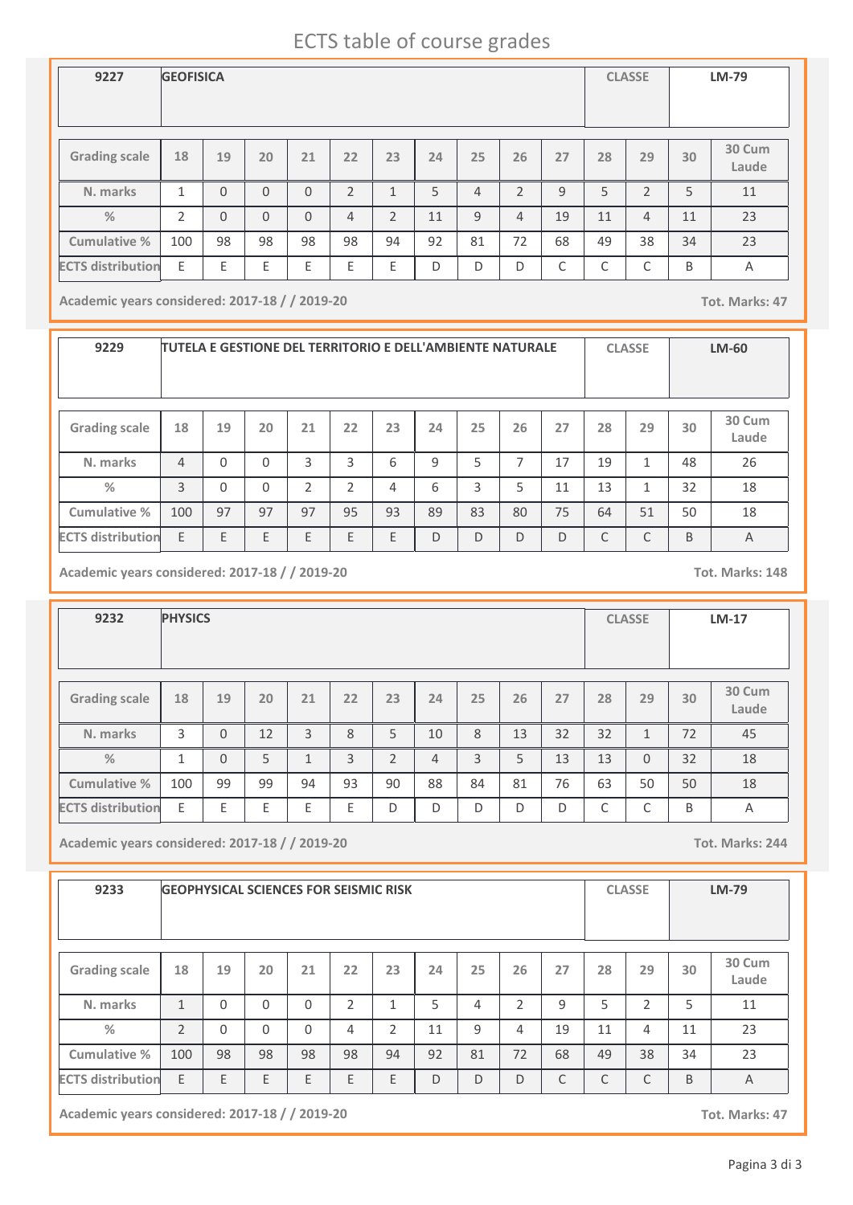# ECTS table of course grades

| 9227 | GEOFISICA | CLASSE | LM-79 |
|---|---|---|---|

| Grading scale | 18 | 19 | 20 | 21 | 22 | 23 | 24 | 25 | 26 | 27 | 28 | 29 | 30 | 30 Cum Laude |
|---|---|---|---|---|---|---|---|---|---|---|---|---|---|---|
| N. marks | 1 | 0 | 0 | 0 | 2 | 1 | 5 | 4 | 2 | 9 | 5 | 2 | 5 | 11 |
| % | 2 | 0 | 0 | 0 | 4 | 2 | 11 | 9 | 4 | 19 | 11 | 4 | 11 | 23 |
| Cumulative % | 100 | 98 | 98 | 98 | 98 | 94 | 92 | 81 | 72 | 68 | 49 | 38 | 34 | 23 |
| ECTS distribution | E | E | E | E | E | E | D | D | D | C | C | C | B | A |

Academic years considered: 2017-18 / / 2019-20

Tot. Marks: 47

| 9229 | TUTELA E GESTIONE DEL TERRITORIO E DELL'AMBIENTE NATURALE | CLASSE | LM-60 |
|---|---|---|---|

| Grading scale | 18 | 19 | 20 | 21 | 22 | 23 | 24 | 25 | 26 | 27 | 28 | 29 | 30 | 30 Cum Laude |
|---|---|---|---|---|---|---|---|---|---|---|---|---|---|---|
| N. marks | 4 | 0 | 0 | 3 | 3 | 6 | 9 | 5 | 7 | 17 | 19 | 1 | 48 | 26 |
| % | 3 | 0 | 0 | 2 | 2 | 4 | 6 | 3 | 5 | 11 | 13 | 1 | 32 | 18 |
| Cumulative % | 100 | 97 | 97 | 97 | 95 | 93 | 89 | 83 | 80 | 75 | 64 | 51 | 50 | 18 |
| ECTS distribution | E | E | E | E | E | E | D | D | D | D | C | C | B | A |

Academic years considered: 2017-18 / / 2019-20

Tot. Marks: 148

| 9232 | PHYSICS | CLASSE | LM-17 |
|---|---|---|---|

| Grading scale | 18 | 19 | 20 | 21 | 22 | 23 | 24 | 25 | 26 | 27 | 28 | 29 | 30 | 30 Cum Laude |
|---|---|---|---|---|---|---|---|---|---|---|---|---|---|---|
| N. marks | 3 | 0 | 12 | 3 | 8 | 5 | 10 | 8 | 13 | 32 | 32 | 1 | 72 | 45 |
| % | 1 | 0 | 5 | 1 | 3 | 2 | 4 | 3 | 5 | 13 | 13 | 0 | 32 | 18 |
| Cumulative % | 100 | 99 | 99 | 94 | 93 | 90 | 88 | 84 | 81 | 76 | 63 | 50 | 50 | 18 |
| ECTS distribution | E | E | E | E | E | D | D | D | D | D | C | C | B | A |

Academic years considered: 2017-18 / / 2019-20

Tot. Marks: 244

| 9233 | GEOPHYSICAL SCIENCES FOR SEISMIC RISK | CLASSE | LM-79 |
|---|---|---|---|

| Grading scale | 18 | 19 | 20 | 21 | 22 | 23 | 24 | 25 | 26 | 27 | 28 | 29 | 30 | 30 Cum Laude |
|---|---|---|---|---|---|---|---|---|---|---|---|---|---|---|
| N. marks | 1 | 0 | 0 | 0 | 2 | 1 | 5 | 4 | 2 | 9 | 5 | 2 | 5 | 11 |
| % | 2 | 0 | 0 | 0 | 4 | 2 | 11 | 9 | 4 | 19 | 11 | 4 | 11 | 23 |
| Cumulative % | 100 | 98 | 98 | 98 | 98 | 94 | 92 | 81 | 72 | 68 | 49 | 38 | 34 | 23 |
| ECTS distribution | E | E | E | E | E | E | D | D | D | C | C | C | B | A |

Academic years considered: 2017-18 / / 2019-20

Tot. Marks: 47